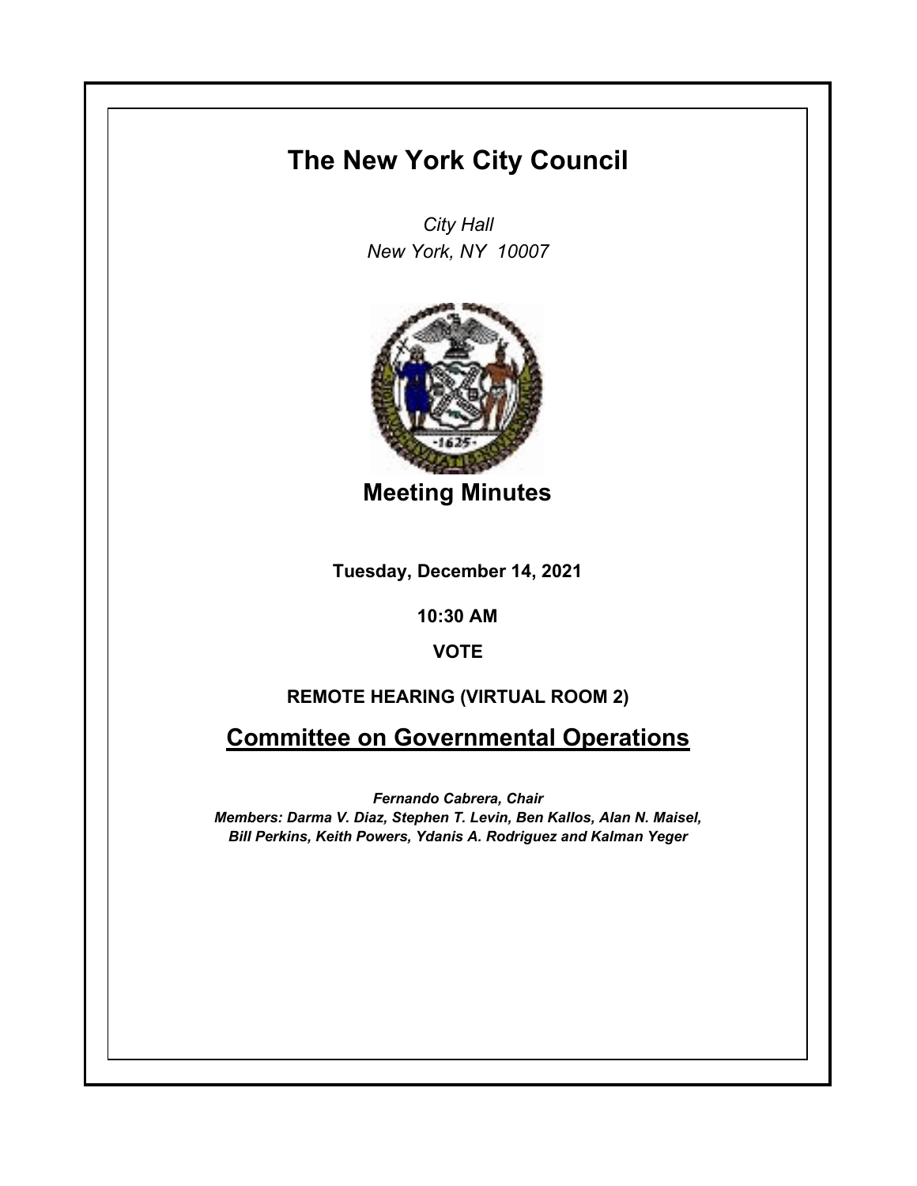# The New York City Council

*City Hall*
*New York, NY 10007*

## Meeting Minutes

**Tuesday, December 14, 2021**

**10:30 AM**

**VOTE**

**REMOTE HEARING (VIRTUAL ROOM 2)**

## Committee on Governmental Operations

***Fernando Cabrera, Chair***
***Members: Darma V. Diaz, Stephen T. Levin, Ben Kallos, Alan N. Maisel, Bill Perkins, Keith Powers, Ydanis A. Rodriguez and Kalman Yeger***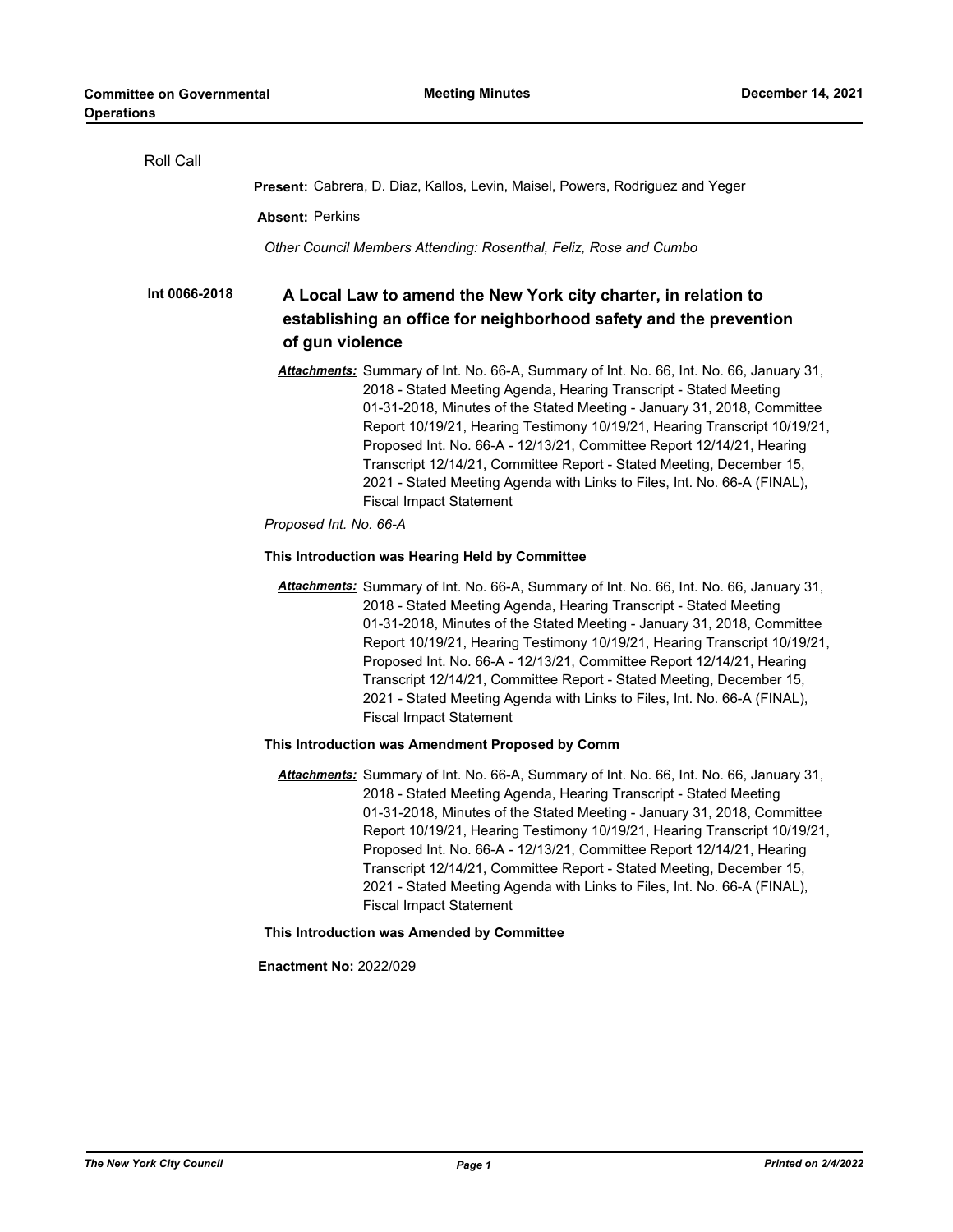Roll Call

**Present:** Cabrera, D. Diaz, Kallos, Levin, Maisel, Powers, Rodriguez and Yeger

**Absent:** Perkins

*Other Council Members Attending: Rosenthal, Feliz, Rose and Cumbo*

**Int 0066-2018** **A Local Law to amend the New York city charter, in relation to establishing an office for neighborhood safety and the prevention of gun violence**

***Attachments:*** Summary of Int. No. 66-A, Summary of Int. No. 66, Int. No. 66, January 31, 2018 - Stated Meeting Agenda, Hearing Transcript - Stated Meeting 01-31-2018, Minutes of the Stated Meeting - January 31, 2018, Committee Report 10/19/21, Hearing Testimony 10/19/21, Hearing Transcript 10/19/21, Proposed Int. No. 66-A - 12/13/21, Committee Report 12/14/21, Hearing Transcript 12/14/21, Committee Report - Stated Meeting, December 15, 2021 - Stated Meeting Agenda with Links to Files, Int. No. 66-A (FINAL), Fiscal Impact Statement

*Proposed Int. No. 66-A*

**This Introduction was Hearing Held by Committee**

***Attachments:*** Summary of Int. No. 66-A, Summary of Int. No. 66, Int. No. 66, January 31, 2018 - Stated Meeting Agenda, Hearing Transcript - Stated Meeting 01-31-2018, Minutes of the Stated Meeting - January 31, 2018, Committee Report 10/19/21, Hearing Testimony 10/19/21, Hearing Transcript 10/19/21, Proposed Int. No. 66-A - 12/13/21, Committee Report 12/14/21, Hearing Transcript 12/14/21, Committee Report - Stated Meeting, December 15, 2021 - Stated Meeting Agenda with Links to Files, Int. No. 66-A (FINAL), Fiscal Impact Statement

**This Introduction was Amendment Proposed by Comm**

***Attachments:*** Summary of Int. No. 66-A, Summary of Int. No. 66, Int. No. 66, January 31, 2018 - Stated Meeting Agenda, Hearing Transcript - Stated Meeting 01-31-2018, Minutes of the Stated Meeting - January 31, 2018, Committee Report 10/19/21, Hearing Testimony 10/19/21, Hearing Transcript 10/19/21, Proposed Int. No. 66-A - 12/13/21, Committee Report 12/14/21, Hearing Transcript 12/14/21, Committee Report - Stated Meeting, December 15, 2021 - Stated Meeting Agenda with Links to Files, Int. No. 66-A (FINAL), Fiscal Impact Statement

**This Introduction was Amended by Committee**

**Enactment No:** 2022/029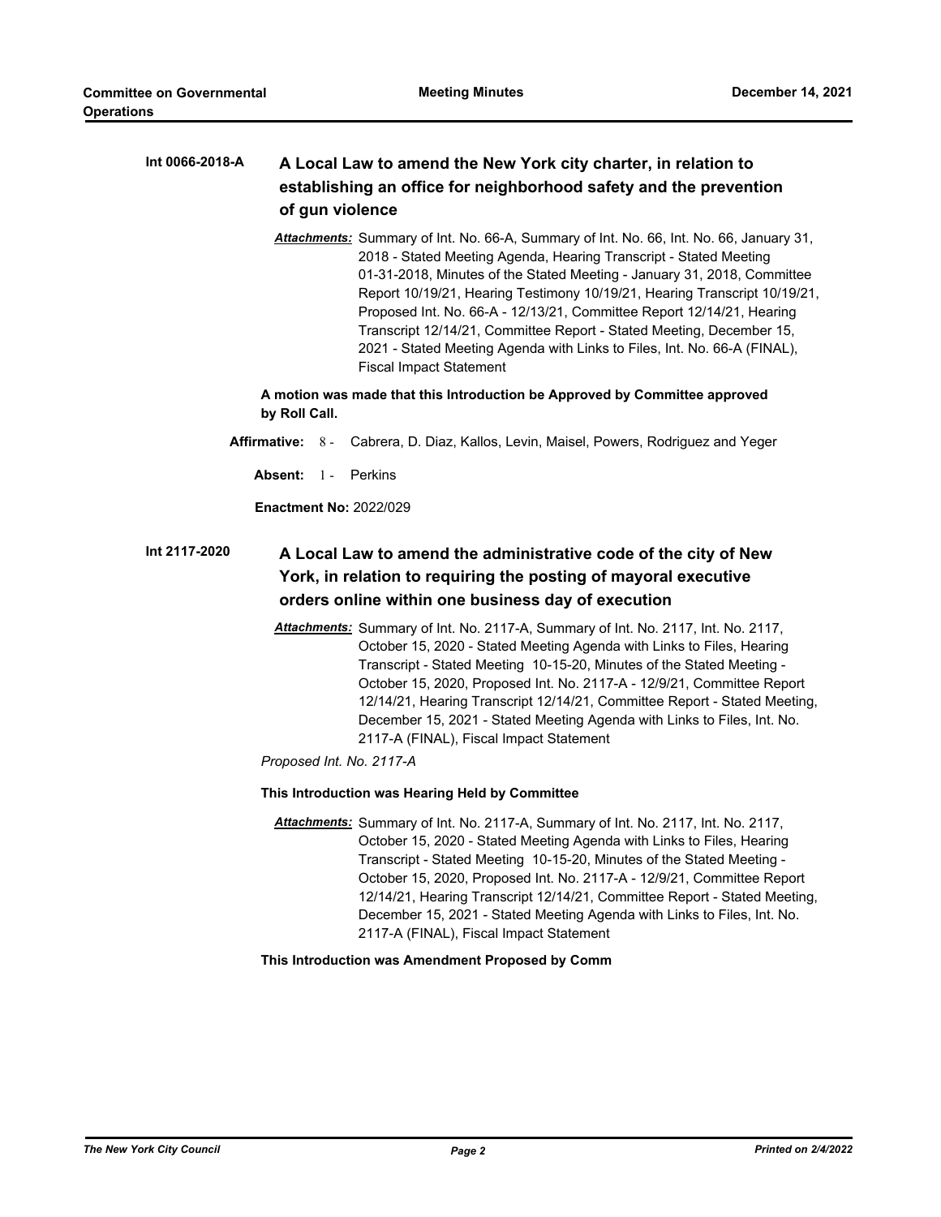**Int 0066-2018-A** **A Local Law to amend the New York city charter, in relation to establishing an office for neighborhood safety and the prevention of gun violence**

***Attachments:*** Summary of Int. No. 66-A, Summary of Int. No. 66, Int. No. 66, January 31, 2018 - Stated Meeting Agenda, Hearing Transcript - Stated Meeting 01-31-2018, Minutes of the Stated Meeting - January 31, 2018, Committee Report 10/19/21, Hearing Testimony 10/19/21, Hearing Transcript 10/19/21, Proposed Int. No. 66-A - 12/13/21, Committee Report 12/14/21, Hearing Transcript 12/14/21, Committee Report - Stated Meeting, December 15, 2021 - Stated Meeting Agenda with Links to Files, Int. No. 66-A (FINAL), Fiscal Impact Statement

**A motion was made that this Introduction be Approved by Committee approved by Roll Call.**

**Affirmative:** 8 - Cabrera, D. Diaz, Kallos, Levin, Maisel, Powers, Rodriguez and Yeger

**Absent:** 1 - Perkins

**Enactment No:** 2022/029

**Int 2117-2020** **A Local Law to amend the administrative code of the city of New York, in relation to requiring the posting of mayoral executive orders online within one business day of execution**

***Attachments:*** Summary of Int. No. 2117-A, Summary of Int. No. 2117, Int. No. 2117, October 15, 2020 - Stated Meeting Agenda with Links to Files, Hearing Transcript - Stated Meeting 10-15-20, Minutes of the Stated Meeting - October 15, 2020, Proposed Int. No. 2117-A - 12/9/21, Committee Report 12/14/21, Hearing Transcript 12/14/21, Committee Report - Stated Meeting, December 15, 2021 - Stated Meeting Agenda with Links to Files, Int. No. 2117-A (FINAL), Fiscal Impact Statement

*Proposed Int. No. 2117-A*

**This Introduction was Hearing Held by Committee**

***Attachments:*** Summary of Int. No. 2117-A, Summary of Int. No. 2117, Int. No. 2117, October 15, 2020 - Stated Meeting Agenda with Links to Files, Hearing Transcript - Stated Meeting 10-15-20, Minutes of the Stated Meeting - October 15, 2020, Proposed Int. No. 2117-A - 12/9/21, Committee Report 12/14/21, Hearing Transcript 12/14/21, Committee Report - Stated Meeting, December 15, 2021 - Stated Meeting Agenda with Links to Files, Int. No. 2117-A (FINAL), Fiscal Impact Statement

**This Introduction was Amendment Proposed by Comm**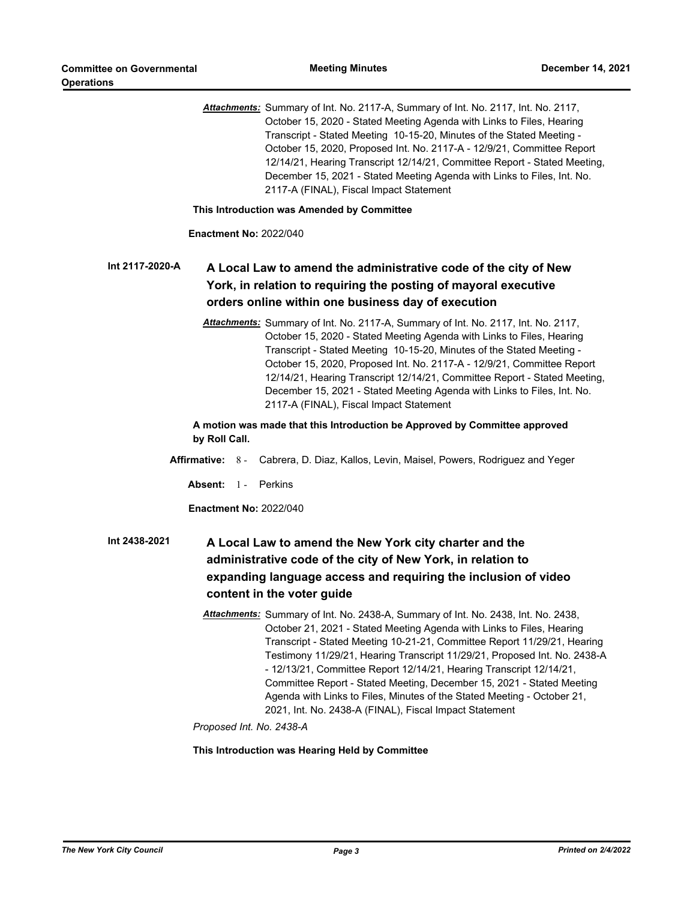***Attachments:*** Summary of Int. No. 2117-A, Summary of Int. No. 2117, Int. No. 2117, October 15, 2020 - Stated Meeting Agenda with Links to Files, Hearing Transcript - Stated Meeting 10-15-20, Minutes of the Stated Meeting - October 15, 2020, Proposed Int. No. 2117-A - 12/9/21, Committee Report 12/14/21, Hearing Transcript 12/14/21, Committee Report - Stated Meeting, December 15, 2021 - Stated Meeting Agenda with Links to Files, Int. No. 2117-A (FINAL), Fiscal Impact Statement

**This Introduction was Amended by Committee**

**Enactment No:** 2022/040

**Int 2117-2020-A** **A Local Law to amend the administrative code of the city of New York, in relation to requiring the posting of mayoral executive orders online within one business day of execution**

***Attachments:*** Summary of Int. No. 2117-A, Summary of Int. No. 2117, Int. No. 2117, October 15, 2020 - Stated Meeting Agenda with Links to Files, Hearing Transcript - Stated Meeting 10-15-20, Minutes of the Stated Meeting - October 15, 2020, Proposed Int. No. 2117-A - 12/9/21, Committee Report 12/14/21, Hearing Transcript 12/14/21, Committee Report - Stated Meeting, December 15, 2021 - Stated Meeting Agenda with Links to Files, Int. No. 2117-A (FINAL), Fiscal Impact Statement

**A motion was made that this Introduction be Approved by Committee approved by Roll Call.**

**Affirmative:** 8 - Cabrera, D. Diaz, Kallos, Levin, Maisel, Powers, Rodriguez and Yeger

**Absent:** 1 - Perkins

**Enactment No:** 2022/040

**Int 2438-2021** **A Local Law to amend the New York city charter and the administrative code of the city of New York, in relation to expanding language access and requiring the inclusion of video content in the voter guide**

***Attachments:*** Summary of Int. No. 2438-A, Summary of Int. No. 2438, Int. No. 2438, October 21, 2021 - Stated Meeting Agenda with Links to Files, Hearing Transcript - Stated Meeting 10-21-21, Committee Report 11/29/21, Hearing Testimony 11/29/21, Hearing Transcript 11/29/21, Proposed Int. No. 2438-A - 12/13/21, Committee Report 12/14/21, Hearing Transcript 12/14/21, Committee Report - Stated Meeting, December 15, 2021 - Stated Meeting Agenda with Links to Files, Minutes of the Stated Meeting - October 21, 2021, Int. No. 2438-A (FINAL), Fiscal Impact Statement

*Proposed Int. No. 2438-A*

**This Introduction was Hearing Held by Committee**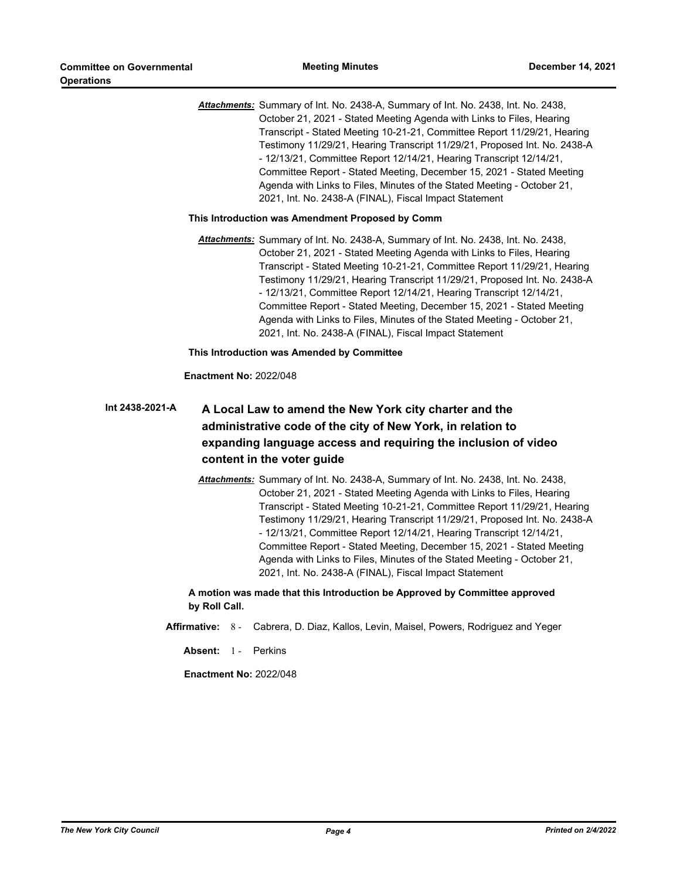***Attachments:*** Summary of Int. No. 2438-A, Summary of Int. No. 2438, Int. No. 2438, October 21, 2021 - Stated Meeting Agenda with Links to Files, Hearing Transcript - Stated Meeting 10-21-21, Committee Report 11/29/21, Hearing Testimony 11/29/21, Hearing Transcript 11/29/21, Proposed Int. No. 2438-A - 12/13/21, Committee Report 12/14/21, Hearing Transcript 12/14/21, Committee Report - Stated Meeting, December 15, 2021 - Stated Meeting Agenda with Links to Files, Minutes of the Stated Meeting - October 21, 2021, Int. No. 2438-A (FINAL), Fiscal Impact Statement

**This Introduction was Amendment Proposed by Comm**

***Attachments:*** Summary of Int. No. 2438-A, Summary of Int. No. 2438, Int. No. 2438, October 21, 2021 - Stated Meeting Agenda with Links to Files, Hearing Transcript - Stated Meeting 10-21-21, Committee Report 11/29/21, Hearing Testimony 11/29/21, Hearing Transcript 11/29/21, Proposed Int. No. 2438-A - 12/13/21, Committee Report 12/14/21, Hearing Transcript 12/14/21, Committee Report - Stated Meeting, December 15, 2021 - Stated Meeting Agenda with Links to Files, Minutes of the Stated Meeting - October 21, 2021, Int. No. 2438-A (FINAL), Fiscal Impact Statement

**This Introduction was Amended by Committee**

**Enactment No:** 2022/048

**Int 2438-2021-A**

### A Local Law to amend the New York city charter and the administrative code of the city of New York, in relation to expanding language access and requiring the inclusion of video content in the voter guide

***Attachments:*** Summary of Int. No. 2438-A, Summary of Int. No. 2438, Int. No. 2438, October 21, 2021 - Stated Meeting Agenda with Links to Files, Hearing Transcript - Stated Meeting 10-21-21, Committee Report 11/29/21, Hearing Testimony 11/29/21, Hearing Transcript 11/29/21, Proposed Int. No. 2438-A - 12/13/21, Committee Report 12/14/21, Hearing Transcript 12/14/21, Committee Report - Stated Meeting, December 15, 2021 - Stated Meeting Agenda with Links to Files, Minutes of the Stated Meeting - October 21, 2021, Int. No. 2438-A (FINAL), Fiscal Impact Statement

**A motion was made that this Introduction be Approved by Committee approved by Roll Call.**

**Affirmative:** 8 - Cabrera, D. Diaz, Kallos, Levin, Maisel, Powers, Rodriguez and Yeger

**Absent:** 1 - Perkins

**Enactment No:** 2022/048